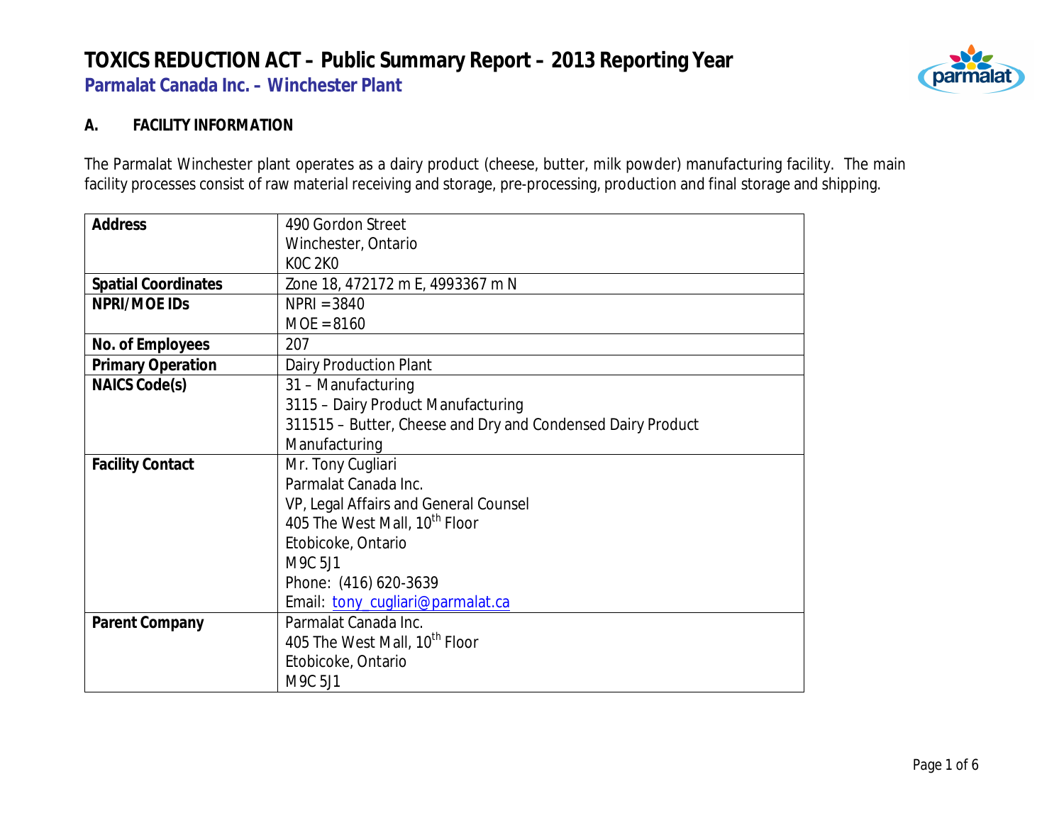# TOXICS REDUCTION ACT – Public Summary Report – 2013 Reporting Year

## Parmalat Canada Inc. – Winchester Plant

### A. FACILITY INFORMATION

The Parmalat Winchester plant operates as a dairy product (cheese, butter, milk powder) manufacturing facility. The main facility processes consist of raw material receiving and storage, pre-processing, production and final storage and shipping.

| | |
|---|---|
| **Address** | 490 Gordon Street<br>Winchester, Ontario<br>K0C 2K0 |
| **Spatial Coordinates** | Zone 18, 472172 m E, 4993367 m N |
| **NPRI/MOE IDs** | NPRI = 3840<br>MOE = 8160 |
| **No. of Employees** | 207 |
| **Primary Operation** | Dairy Production Plant |
| **NAICS Code(s)** | 31 – Manufacturing<br>3115 – Dairy Product Manufacturing<br>311515 – Butter, Cheese and Dry and Condensed Dairy Product Manufacturing |
| **Facility Contact** | Mr. Tony Cugliari<br>Parmalat Canada Inc.<br>VP, Legal Affairs and General Counsel<br>405 The West Mall, 10th Floor<br>Etobicoke, Ontario<br>M9C 5J1<br>Phone: (416) 620-3639<br>Email: tony_cugliari@parmalat.ca |
| **Parent Company** | Parmalat Canada Inc.<br>405 The West Mall, 10th Floor<br>Etobicoke, Ontario<br>M9C 5J1 |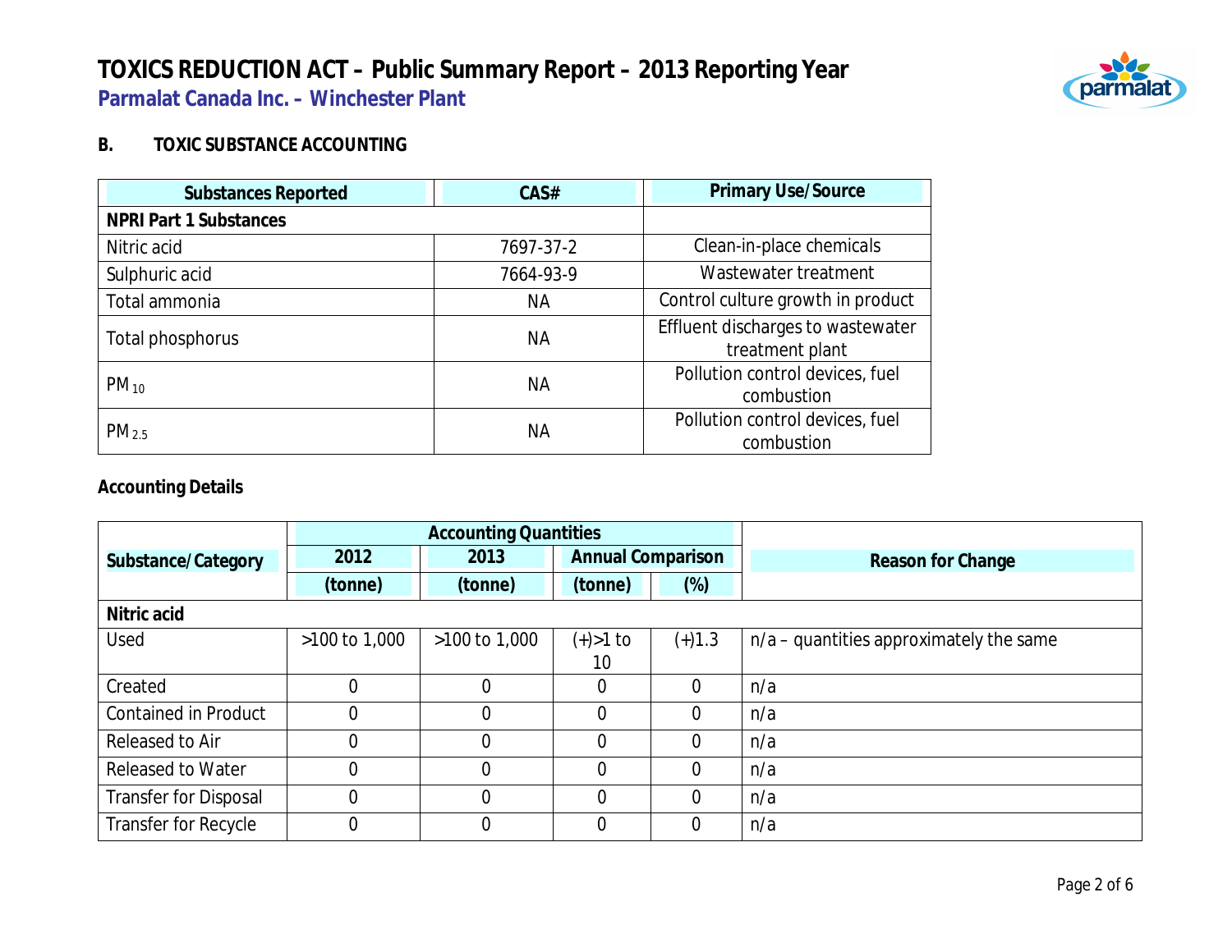# TOXICS REDUCTION ACT – Public Summary Report – 2013 Reporting Year

## Parmalat Canada Inc. – Winchester Plant

### B. TOXIC SUBSTANCE ACCOUNTING

| Substances Reported | CAS# | Primary Use/Source |
|---|---|---|
| **NPRI Part 1 Substances** | | |
| Nitric acid | 7697-37-2 | Clean-in-place chemicals |
| Sulphuric acid | 7664-93-9 | Wastewater treatment |
| Total ammonia | NA | Control culture growth in product |
| Total phosphorus | NA | Effluent discharges to wastewater treatment plant |
| $PM_{10}$ | NA | Pollution control devices, fuel combustion |
| $PM_{2.5}$ | NA | Pollution control devices, fuel combustion |

**Accounting Details**

| Substance/Category | Accounting Quantities | | | | Reason for Change |
|---|---|---|---|---|---|
| | 2012 | 2013 | Annual Comparison | | |
| | (tonne) | (tonne) | (tonne) | (%) | |
| **Nitric acid** | | | | | |
| Used | >100 to 1,000 | >100 to 1,000 | (+)>1 to 10 | (+)1.3 | n/a – quantities approximately the same |
| Created | 0 | 0 | 0 | 0 | n/a |
| Contained in Product | 0 | 0 | 0 | 0 | n/a |
| Released to Air | 0 | 0 | 0 | 0 | n/a |
| Released to Water | 0 | 0 | 0 | 0 | n/a |
| Transfer for Disposal | 0 | 0 | 0 | 0 | n/a |
| Transfer for Recycle | 0 | 0 | 0 | 0 | n/a |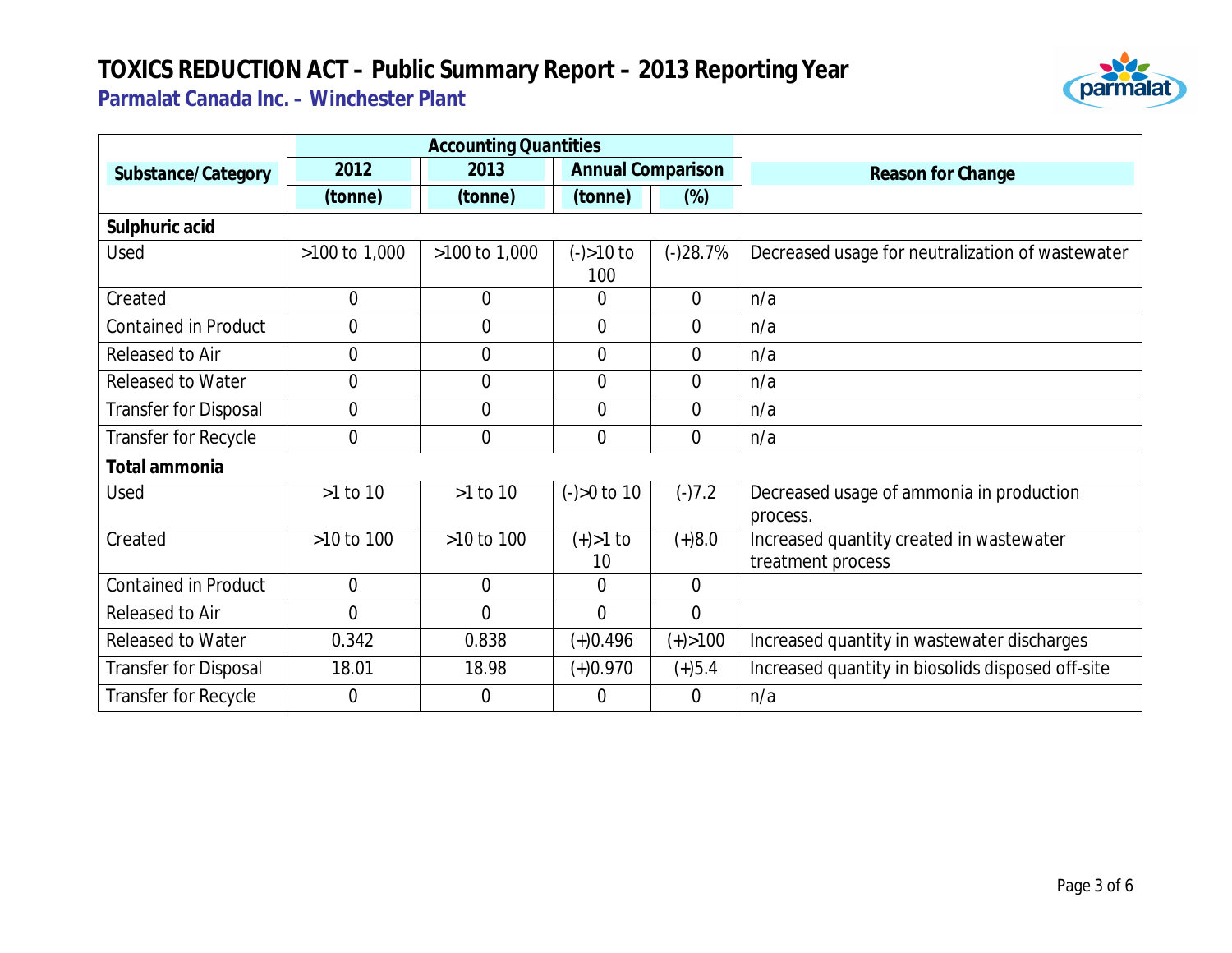# TOXICS REDUCTION ACT – Public Summary Report – 2013 Reporting Year

## Parmalat Canada Inc. – Winchester Plant

| Substance/Category | Accounting Quantities | | | | Reason for Change |
|---|---|---|---|---|---|
| | 2012 | 2013 | Annual Comparison | | |
| | (tonne) | (tonne) | (tonne) | (%) | |
| **Sulphuric acid** | | | | | |
| Used | >100 to 1,000 | >100 to 1,000 | (-)>10 to 100 | (-)28.7% | Decreased usage for neutralization of wastewater |
| Created | 0 | 0 | 0 | 0 | n/a |
| Contained in Product | 0 | 0 | 0 | 0 | n/a |
| Released to Air | 0 | 0 | 0 | 0 | n/a |
| Released to Water | 0 | 0 | 0 | 0 | n/a |
| Transfer for Disposal | 0 | 0 | 0 | 0 | n/a |
| Transfer for Recycle | 0 | 0 | 0 | 0 | n/a |
| **Total ammonia** | | | | | |
| Used | >1 to 10 | >1 to 10 | (-)>0 to 10 | (-)7.2 | Decreased usage of ammonia in production process. |
| Created | >10 to 100 | >10 to 100 | (+)>1 to 10 | (+)8.0 | Increased quantity created in wastewater treatment process |
| Contained in Product | 0 | 0 | 0 | 0 | |
| Released to Air | 0 | 0 | 0 | 0 | |
| Released to Water | 0.342 | 0.838 | (+)0.496 | (+)>100 | Increased quantity in wastewater discharges |
| Transfer for Disposal | 18.01 | 18.98 | (+)0.970 | (+)5.4 | Increased quantity in biosolids disposed off-site |
| Transfer for Recycle | 0 | 0 | 0 | 0 | n/a |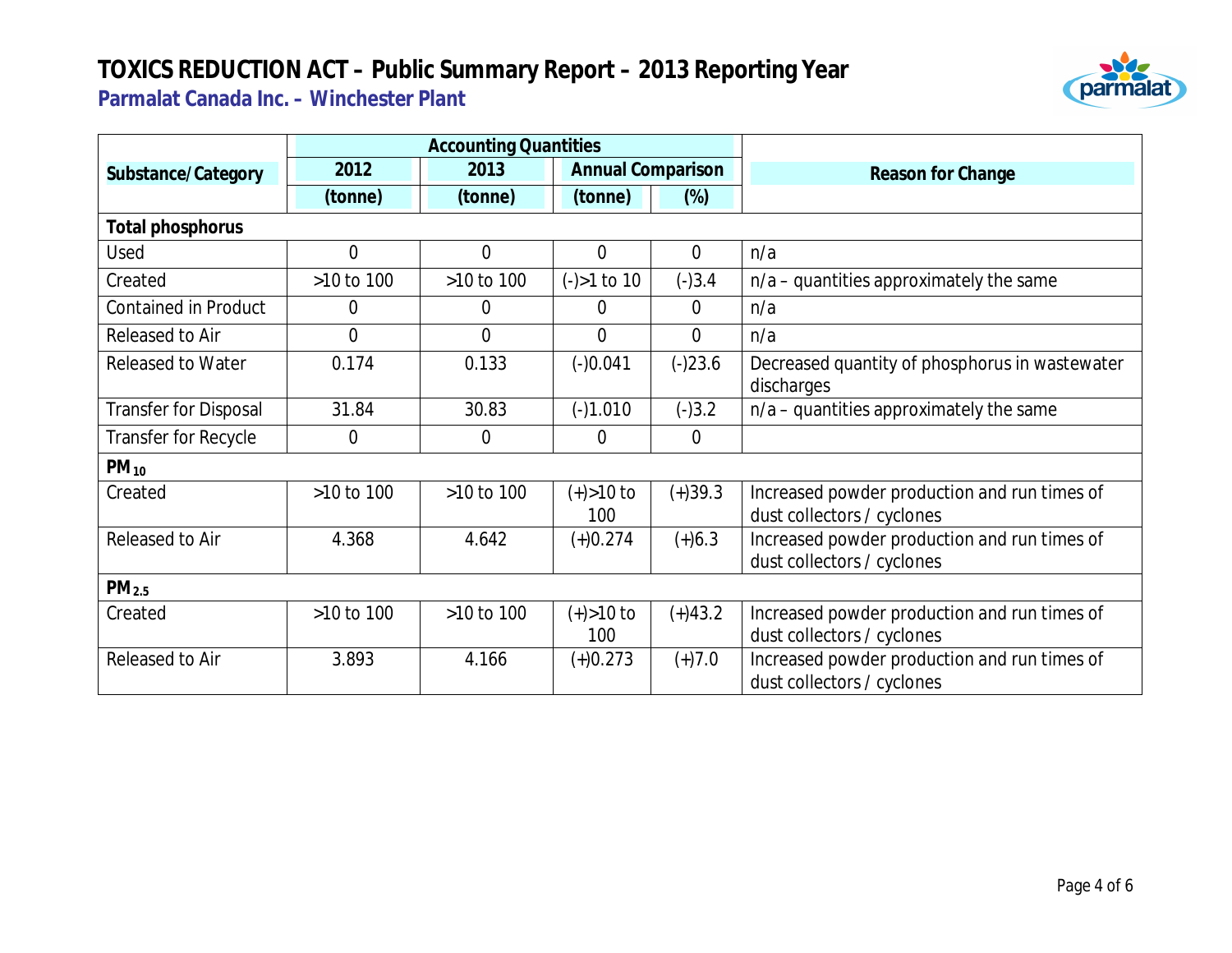# TOXICS REDUCTION ACT – Public Summary Report – 2013 Reporting Year

## Parmalat Canada Inc. – Winchester Plant

| Substance/Category | Accounting Quantities | | | | Reason for Change |
|---|---|---|---|---|---|
| | 2012 | 2013 | Annual Comparison | | |
| | (tonne) | (tonne) | (tonne) | (%) | |
| **Total phosphorus** | | | | | |
| Used | 0 | 0 | 0 | 0 | n/a |
| Created | >10 to 100 | >10 to 100 | (-)>1 to 10 | (-)3.4 | n/a – quantities approximately the same |
| Contained in Product | 0 | 0 | 0 | 0 | n/a |
| Released to Air | 0 | 0 | 0 | 0 | n/a |
| Released to Water | 0.174 | 0.133 | (-)0.041 | (-)23.6 | Decreased quantity of phosphorus in wastewater discharges |
| Transfer for Disposal | 31.84 | 30.83 | (-)1.010 | (-)3.2 | n/a – quantities approximately the same |
| Transfer for Recycle | 0 | 0 | 0 | 0 | |
| **$PM_{10}$** | | | | | |
| Created | >10 to 100 | >10 to 100 | (+)>10 to 100 | (+)39.3 | Increased powder production and run times of dust collectors / cyclones |
| Released to Air | 4.368 | 4.642 | (+)0.274 | (+)6.3 | Increased powder production and run times of dust collectors / cyclones |
| **$PM_{2.5}$** | | | | | |
| Created | >10 to 100 | >10 to 100 | (+)>10 to 100 | (+)43.2 | Increased powder production and run times of dust collectors / cyclones |
| Released to Air | 3.893 | 4.166 | (+)0.273 | (+)7.0 | Increased powder production and run times of dust collectors / cyclones |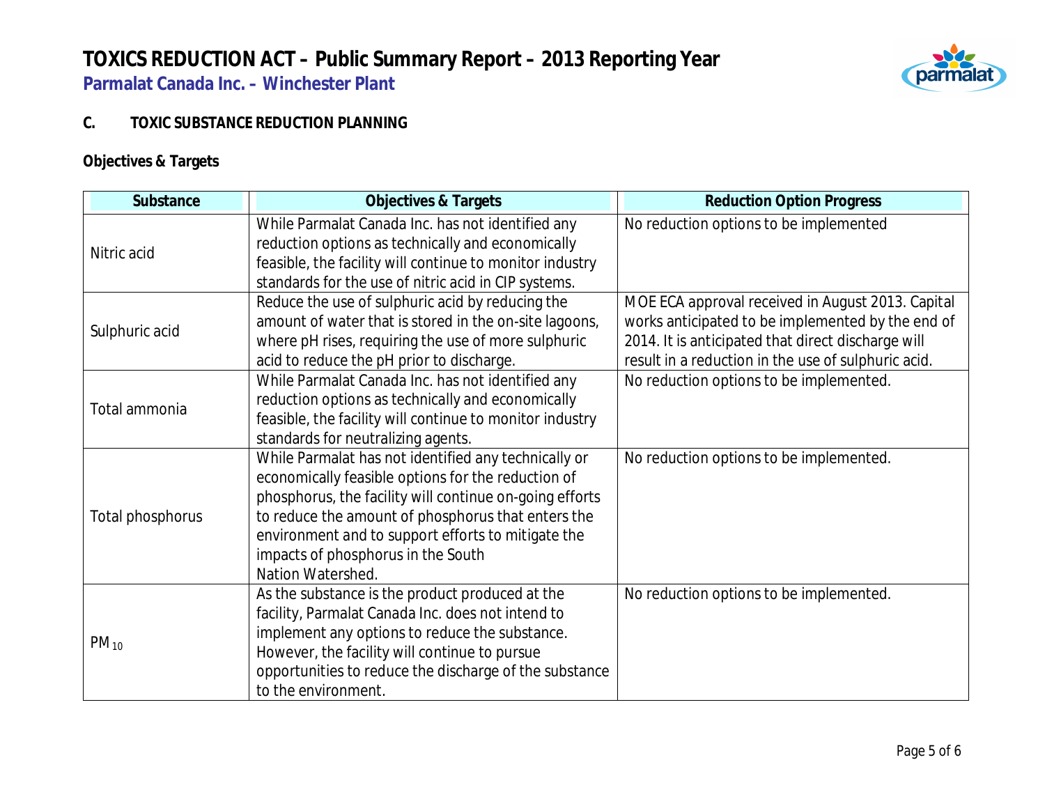# TOXICS REDUCTION ACT – Public Summary Report – 2013 Reporting Year

## Parmalat Canada Inc. – Winchester Plant

### C. TOXIC SUBSTANCE REDUCTION PLANNING

**Objectives & Targets**

| Substance | Objectives & Targets | Reduction Option Progress |
|---|---|---|
| Nitric acid | While Parmalat Canada Inc. has not identified any reduction options as technically and economically feasible, the facility will continue to monitor industry standards for the use of nitric acid in CIP systems. | No reduction options to be implemented |
| Sulphuric acid | Reduce the use of sulphuric acid by reducing the amount of water that is stored in the on-site lagoons, where pH rises, requiring the use of more sulphuric acid to reduce the pH prior to discharge. | MOE ECA approval received in August 2013. Capital works anticipated to be implemented by the end of 2014. It is anticipated that direct discharge will result in a reduction in the use of sulphuric acid. |
| Total ammonia | While Parmalat Canada Inc. has not identified any reduction options as technically and economically feasible, the facility will continue to monitor industry standards for neutralizing agents. | No reduction options to be implemented. |
| Total phosphorus | While Parmalat has not identified any technically or economically feasible options for the reduction of phosphorus, the facility will continue on-going efforts to reduce the amount of phosphorus that enters the environment and to support efforts to mitigate the impacts of phosphorus in the South Nation Watershed. | No reduction options to be implemented. |
| $PM_{10}$ | As the substance is the product produced at the facility, Parmalat Canada Inc. does not intend to implement any options to reduce the substance. However, the facility will continue to pursue opportunities to reduce the discharge of the substance to the environment. | No reduction options to be implemented. |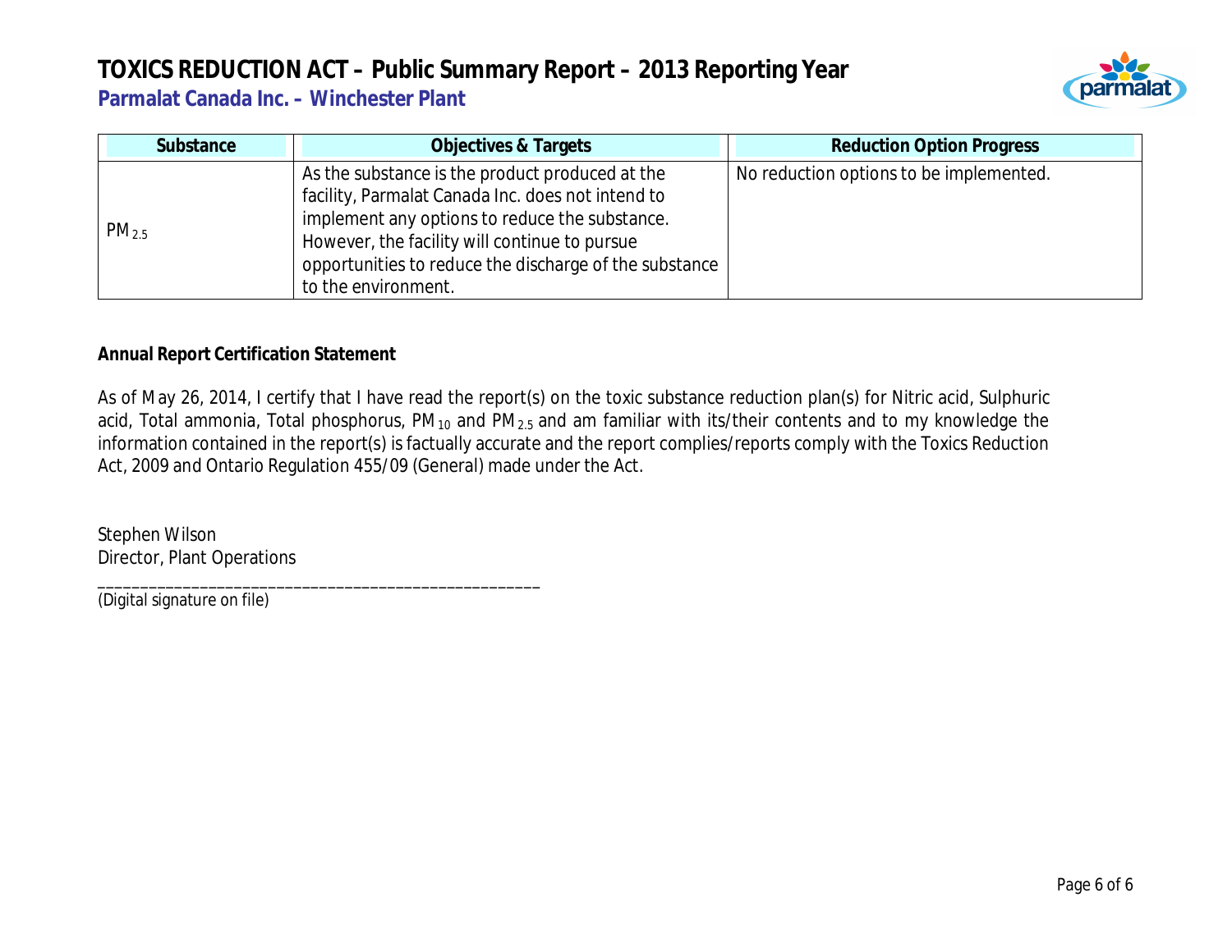# TOXICS REDUCTION ACT – Public Summary Report – 2013 Reporting Year

## Parmalat Canada Inc. – Winchester Plant

| Substance | Objectives & Targets | Reduction Option Progress |
|---|---|---|
| $PM_{2.5}$ | As the substance is the product produced at the facility, Parmalat Canada Inc. does not intend to implement any options to reduce the substance. However, the facility will continue to pursue opportunities to reduce the discharge of the substance to the environment. | No reduction options to be implemented. |

**Annual Report Certification Statement**

As of May 26, 2014, I certify that I have read the report(s) on the toxic substance reduction plan(s) for Nitric acid, Sulphuric acid, Total ammonia, Total phosphorus, $PM_{10}$ and $PM_{2.5}$ and am familiar with its/their contents and to my knowledge the information contained in the report(s) is factually accurate and the report complies/reports comply with the Toxics Reduction Act, 2009 and Ontario Regulation 455/09 (General) made under the Act.

Stephen Wilson
Director, Plant Operations

__________________________________________________
(Digital signature on file)